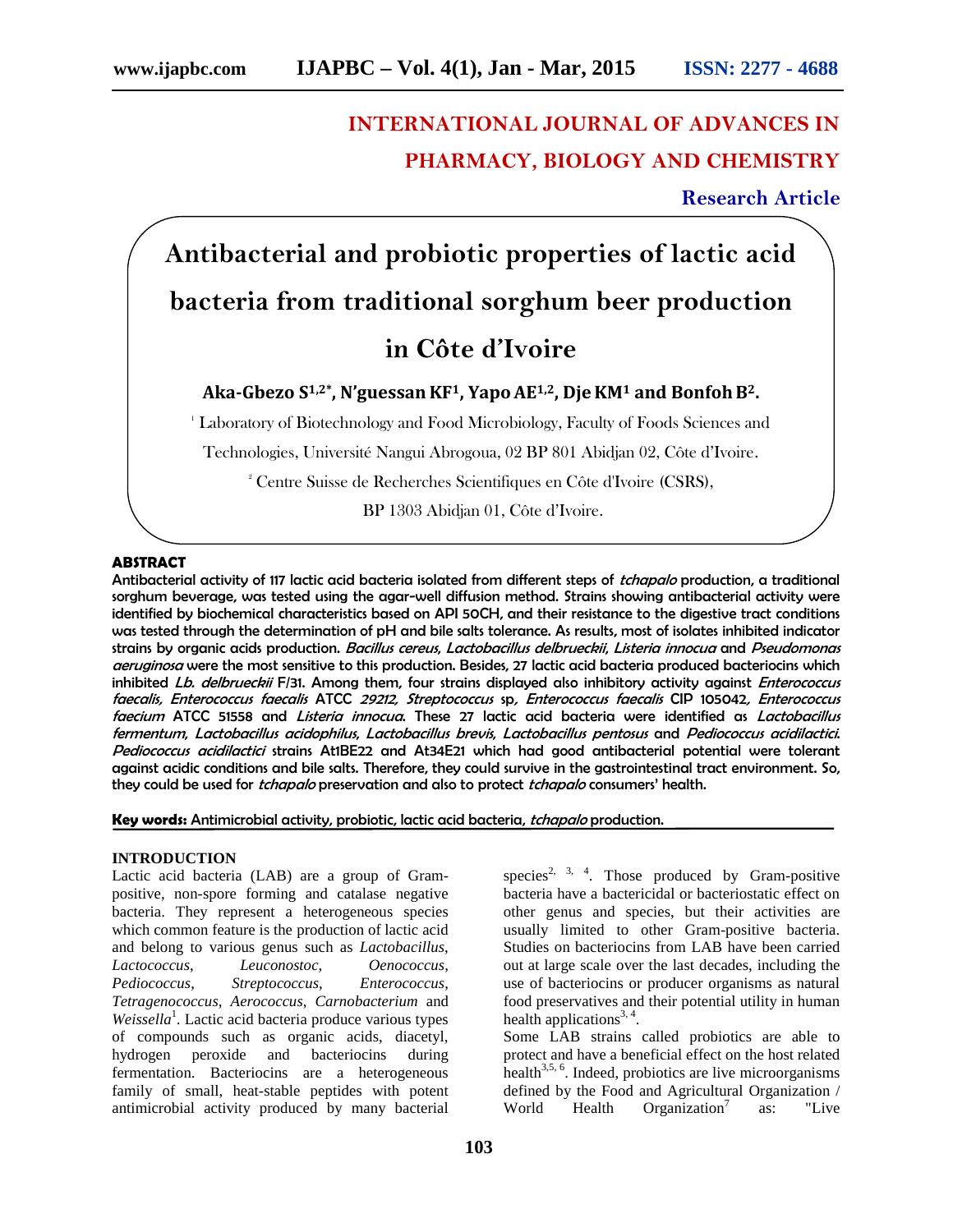**INTERNATIONAL JOURNAL OF ADVANCES IN PHARMACY, BIOLOGY AND CHEMISTRY**

**Research Article**

# Antibacterial and probiotic properties of lactic acid bacteria from traditional sorghum beer production in Côte d'Ivoire

**Aka-Gbezo S[1,2*], N'guessan KF[1], Yapo AE[1,2], Dje KM[1] and Bonfoh B[2].**

[1] Laboratory of Biotechnology and Food Microbiology, Faculty of Foods Sciences and Technologies, Université Nangui Abrogoua, 02 BP 801 Abidjan 02, Côte d'Ivoire.

[2] Centre Suisse de Recherches Scientifiques en Côte d'Ivoire (CSRS), BP 1303 Abidjan 01, Côte d'Ivoire.

## ABSTRACT

Antibacterial activity of 117 lactic acid bacteria isolated from different steps of *tchapalo* production, a traditional sorghum beverage, was tested using the agar-well diffusion method. Strains showing antibacterial activity were identified by biochemical characteristics based on API 50CH, and their resistance to the digestive tract conditions was tested through the determination of pH and bile salts tolerance. As results, most of isolates inhibited indicator strains by organic acids production. *Bacillus cereus, Lactobacillus delbrueckii, Listeria innocua* and *Pseudomonas aeruginosa* were the most sensitive to this production. Besides, 27 lactic acid bacteria produced bacteriocins which inhibited *Lb. delbrueckii* F/31. Among them, four strains displayed also inhibitory activity against *Enterococcus faecalis, Enterococcus faecalis* ATCC *29212, Streptococcus* sp*, Enterococcus faecalis* CIP 105042*, Enterococcus faecium* ATCC 51558 and *Listeria innocua.* These 27 lactic acid bacteria were identified as *Lactobacillus fermentum, Lactobacillus acidophilus, Lactobacillus brevis, Lactobacillus pentosus* and *Pediococcus acidilactici. Pediococcus acidilactici* strains At1BE22 and At34E21 which had good antibacterial potential were tolerant against acidic conditions and bile salts. Therefore, they could survive in the gastrointestinal tract environment. So, they could be used for *tchapalo* preservation and also to protect *tchapalo* consumers' health.

**Key words:** Antimicrobial activity, probiotic, lactic acid bacteria, *tchapalo* production.

## INTRODUCTION

Lactic acid bacteria (LAB) are a group of Gram-positive, non-spore forming and catalase negative bacteria. They represent a heterogeneous species which common feature is the production of lactic acid and belong to various genus such as *Lactobacillus*, *Lactococcus*, *Leuconostoc*, *Oenococcus*, *Pediococcus*, *Streptococcus*, *Enterococcus*, *Tetragenococcus*, *Aerococcus*, *Carnobacterium* and *Weissella*[1]. Lactic acid bacteria produce various types of compounds such as organic acids, diacetyl, hydrogen peroxide and bacteriocins during fermentation. Bacteriocins are a heterogeneous family of small, heat-stable peptides with potent antimicrobial activity produced by many bacterial species[2, 3, 4]. Those produced by Gram-positive bacteria have a bactericidal or bacteriostatic effect on other genus and species, but their activities are usually limited to other Gram-positive bacteria. Studies on bacteriocins from LAB have been carried out at large scale over the last decades, including the use of bacteriocins or producer organisms as natural food preservatives and their potential utility in human health applications[3, 4].

Some LAB strains called probiotics are able to protect and have a beneficial effect on the host related health[3,5, 6]. Indeed, probiotics are live microorganisms defined by the Food and Agricultural Organization / World Health Organization[7] as: "Live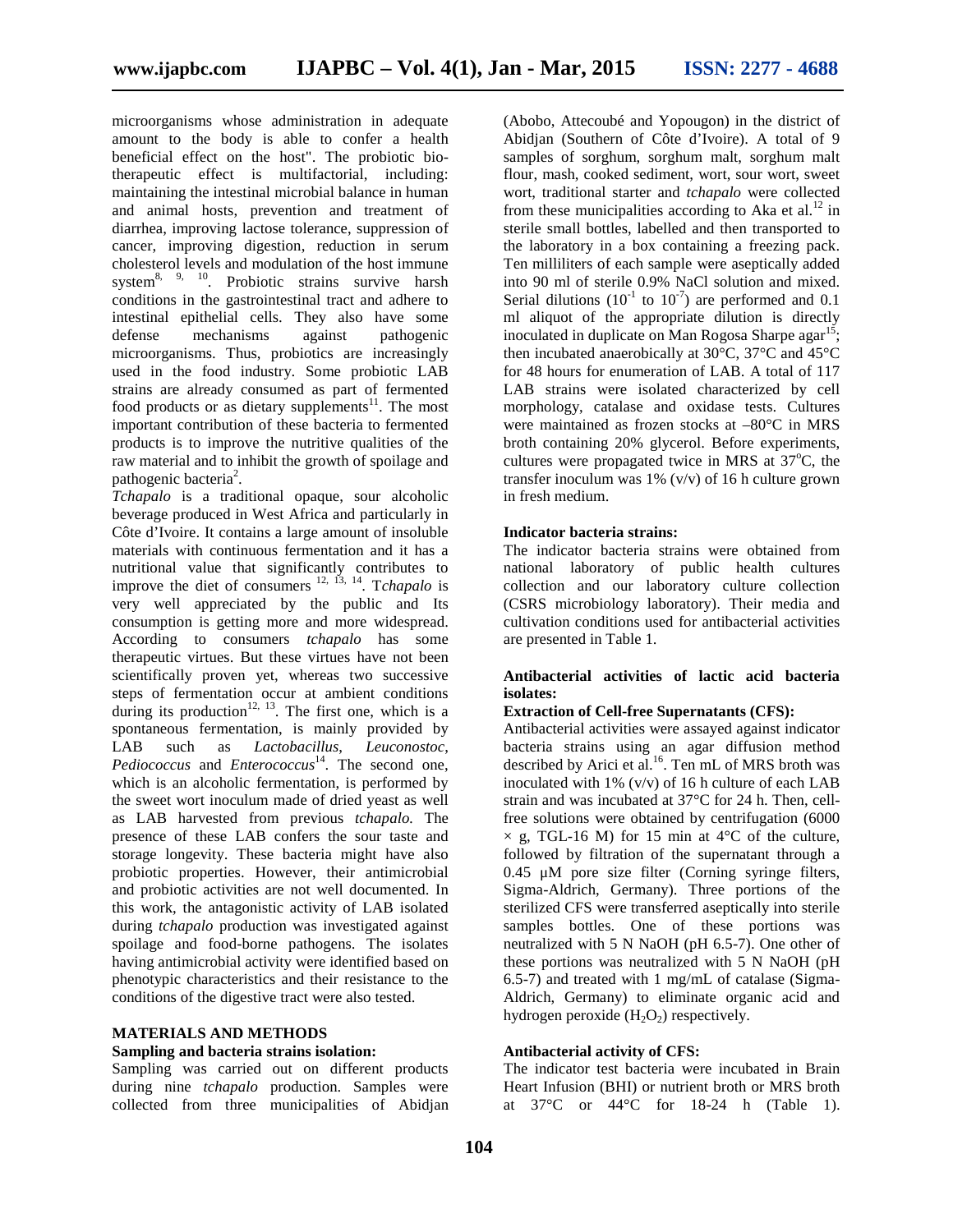microorganisms whose administration in adequate amount to the body is able to confer a health beneficial effect on the host". The probiotic bio-therapeutic effect is multifactorial, including: maintaining the intestinal microbial balance in human and animal hosts, prevention and treatment of diarrhea, improving lactose tolerance, suppression of cancer, improving digestion, reduction in serum cholesterol levels and modulation of the host immune system[8, 9, 10]. Probiotic strains survive harsh conditions in the gastrointestinal tract and adhere to intestinal epithelial cells. They also have some defense mechanisms against pathogenic microorganisms. Thus, probiotics are increasingly used in the food industry. Some probiotic LAB strains are already consumed as part of fermented food products or as dietary supplements[11]. The most important contribution of these bacteria to fermented products is to improve the nutritive qualities of the raw material and to inhibit the growth of spoilage and pathogenic bacteria[2].

*Tchapalo* is a traditional opaque, sour alcoholic beverage produced in West Africa and particularly in Côte d'Ivoire. It contains a large amount of insoluble materials with continuous fermentation and it has a nutritional value that significantly contributes to improve the diet of consumers [12, 13, 14]. T*chapalo* is very well appreciated by the public and Its consumption is getting more and more widespread. According to consumers *tchapalo* has some therapeutic virtues. But these virtues have not been scientifically proven yet, whereas two successive steps of fermentation occur at ambient conditions during its production[12, 13]. The first one, which is a spontaneous fermentation, is mainly provided by LAB such as *Lactobacillus*, *Leuconostoc*, *Pediococcus* and *Enterococcus*[14]. The second one, which is an alcoholic fermentation, is performed by the sweet wort inoculum made of dried yeast as well as LAB harvested from previous *tchapalo.* The presence of these LAB confers the sour taste and storage longevity. These bacteria might have also probiotic properties. However, their antimicrobial and probiotic activities are not well documented. In this work, the antagonistic activity of LAB isolated during *tchapalo* production was investigated against spoilage and food-borne pathogens. The isolates having antimicrobial activity were identified based on phenotypic characteristics and their resistance to the conditions of the digestive tract were also tested.

## MATERIALS AND METHODS

### Sampling and bacteria strains isolation:

Sampling was carried out on different products during nine *tchapalo* production. Samples were collected from three municipalities of Abidjan (Abobo, Attecoubé and Yopougon) in the district of Abidjan (Southern of Côte d'Ivoire). A total of 9 samples of sorghum, sorghum malt, sorghum malt flour, mash, cooked sediment, wort, sour wort, sweet wort, traditional starter and *tchapalo* were collected from these municipalities according to Aka et al.[12] in sterile small bottles, labelled and then transported to the laboratory in a box containing a freezing pack. Ten milliliters of each sample were aseptically added into 90 ml of sterile 0.9% NaCl solution and mixed. Serial dilutions ($10^{-1}$ to $10^{-7}$) are performed and 0.1 ml aliquot of the appropriate dilution is directly inoculated in duplicate on Man Rogosa Sharpe agar[15]; then incubated anaerobically at 30°C, 37°C and 45°C for 48 hours for enumeration of LAB. A total of 117 LAB strains were isolated characterized by cell morphology, catalase and oxidase tests. Cultures were maintained as frozen stocks at –80°C in MRS broth containing 20% glycerol. Before experiments, cultures were propagated twice in MRS at 37°C, the transfer inoculum was 1% (v/v) of 16 h culture grown in fresh medium.

### Indicator bacteria strains:

The indicator bacteria strains were obtained from national laboratory of public health cultures collection and our laboratory culture collection (CSRS microbiology laboratory). Their media and cultivation conditions used for antibacterial activities are presented in Table 1.

### Antibacterial activities of lactic acid bacteria isolates:

#### Extraction of Cell-free Supernatants (CFS):

Antibacterial activities were assayed against indicator bacteria strains using an agar diffusion method described by Arici et al.[16]. Ten mL of MRS broth was inoculated with 1% (v/v) of 16 h culture of each LAB strain and was incubated at 37°C for 24 h. Then, cell-free solutions were obtained by centrifugation (6000 × g, TGL-16 M) for 15 min at 4°C of the culture, followed by filtration of the supernatant through a 0.45 µM pore size filter (Corning syringe filters, Sigma-Aldrich, Germany). Three portions of the sterilized CFS were transferred aseptically into sterile samples bottles. One of these portions was neutralized with 5 N NaOH (pH 6.5-7). One other of these portions was neutralized with 5 N NaOH (pH 6.5-7) and treated with 1 mg/mL of catalase (Sigma-Aldrich, Germany) to eliminate organic acid and hydrogen peroxide ($H_2O_2$) respectively.

#### Antibacterial activity of CFS:

The indicator test bacteria were incubated in Brain Heart Infusion (BHI) or nutrient broth or MRS broth at 37°C or 44°C for 18-24 h (Table 1).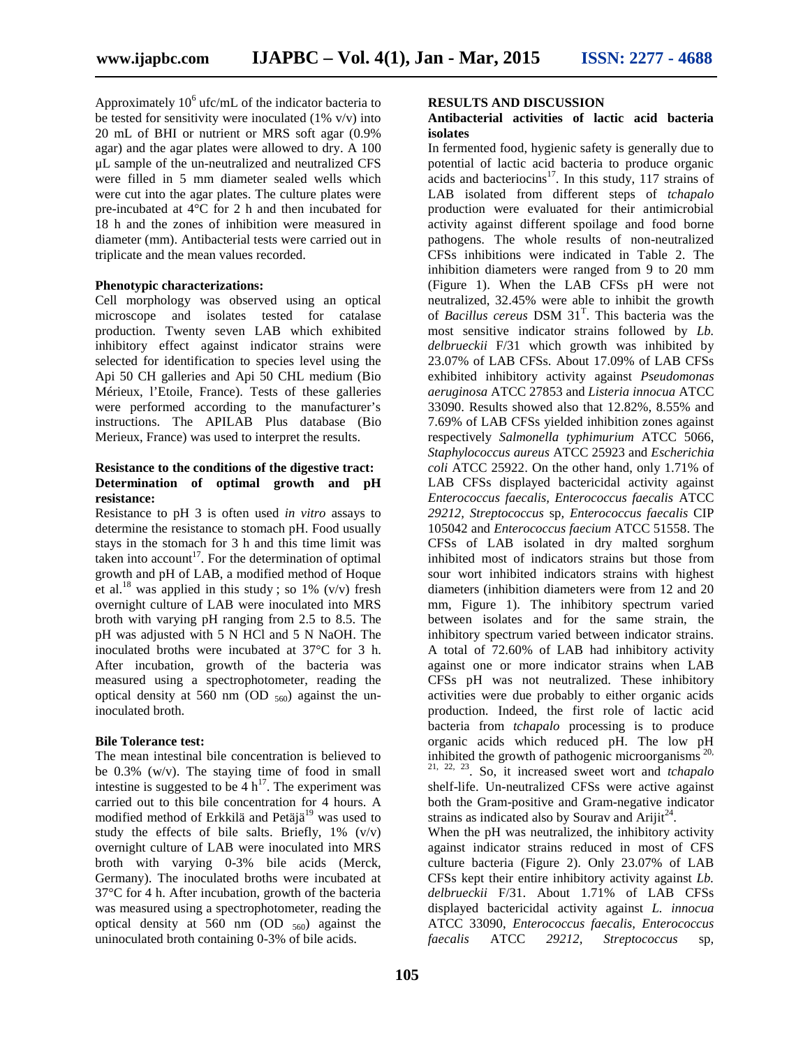Approximately $10^6$ ufc/mL of the indicator bacteria to be tested for sensitivity were inoculated (1% v/v) into 20 mL of BHI or nutrient or MRS soft agar (0.9% agar) and the agar plates were allowed to dry. A 100 µL sample of the un-neutralized and neutralized CFS were filled in 5 mm diameter sealed wells which were cut into the agar plates. The culture plates were pre-incubated at 4°C for 2 h and then incubated for 18 h and the zones of inhibition were measured in diameter (mm). Antibacterial tests were carried out in triplicate and the mean values recorded.

**Phenotypic characterizations:**

Cell morphology was observed using an optical microscope and isolates tested for catalase production. Twenty seven LAB which exhibited inhibitory effect against indicator strains were selected for identification to species level using the Api 50 CH galleries and Api 50 CHL medium (Bio Mérieux, l'Etoile, France). Tests of these galleries were performed according to the manufacturer's instructions. The APILAB Plus database (Bio Merieux, France) was used to interpret the results.

**Resistance to the conditions of the digestive tract: Determination of optimal growth and pH resistance:**

Resistance to pH 3 is often used *in vitro* assays to determine the resistance to stomach pH. Food usually stays in the stomach for 3 h and this time limit was taken into account[17]. For the determination of optimal growth and pH of LAB, a modified method of Hoque et al.[18] was applied in this study ; so 1% (v/v) fresh overnight culture of LAB were inoculated into MRS broth with varying pH ranging from 2.5 to 8.5. The pH was adjusted with 5 N HCl and 5 N NaOH. The inoculated broths were incubated at 37°C for 3 h. After incubation, growth of the bacteria was measured using a spectrophotometer, reading the optical density at 560 nm ($OD_{560}$) against the un-inoculated broth.

**Bile Tolerance test:**

The mean intestinal bile concentration is believed to be 0.3% (w/v). The staying time of food in small intestine is suggested to be 4 h[17]. The experiment was carried out to this bile concentration for 4 hours. A modified method of Erkkilä and Petäjä[19] was used to study the effects of bile salts. Briefly, 1% (v/v) overnight culture of LAB were inoculated into MRS broth with varying 0-3% bile acids (Merck, Germany). The inoculated broths were incubated at 37°C for 4 h. After incubation, growth of the bacteria was measured using a spectrophotometer, reading the optical density at 560 nm ($OD_{560}$) against the uninoculated broth containing 0-3% of bile acids.

## RESULTS AND DISCUSSION

### Antibacterial activities of lactic acid bacteria isolates

In fermented food, hygienic safety is generally due to potential of lactic acid bacteria to produce organic acids and bacteriocins[17]. In this study, 117 strains of LAB isolated from different steps of *tchapalo* production were evaluated for their antimicrobial activity against different spoilage and food borne pathogens. The whole results of non-neutralized CFSs inhibitions were indicated in Table 2. The inhibition diameters were ranged from 9 to 20 mm (Figure 1). When the LAB CFSs pH were not neutralized, 32.45% were able to inhibit the growth of *Bacillus cereus* DSM 31[T]. This bacteria was the most sensitive indicator strains followed by *Lb. delbrueckii* F/31 which growth was inhibited by 23.07% of LAB CFSs. About 17.09% of LAB CFSs exhibited inhibitory activity against *Pseudomonas aeruginosa* ATCC 27853 and *Listeria innocua* ATCC 33090. Results showed also that 12.82%, 8.55% and 7.69% of LAB CFSs yielded inhibition zones against respectively *Salmonella typhimurium* ATCC 5066, *Staphylococcus aureus* ATCC 25923 and *Escherichia coli* ATCC 25922. On the other hand, only 1.71% of LAB CFSs displayed bactericidal activity against *Enterococcus faecalis, Enterococcus faecalis* ATCC *29212, Streptococcus* sp*, Enterococcus faecalis* CIP 105042 and *Enterococcus faecium* ATCC 51558. The CFSs of LAB isolated in dry malted sorghum inhibited most of indicators strains but those from sour wort inhibited indicators strains with highest diameters (inhibition diameters were from 12 and 20 mm, Figure 1). The inhibitory spectrum varied between isolates and for the same strain, the inhibitory spectrum varied between indicator strains. A total of 72.60% of LAB had inhibitory activity against one or more indicator strains when LAB CFSs pH was not neutralized. These inhibitory activities were due probably to either organic acids production. Indeed, the first role of lactic acid bacteria from *tchapalo* processing is to produce organic acids which reduced pH. The low pH inhibited the growth of pathogenic microorganisms [20, 21, 22, 23]. So, it increased sweet wort and *tchapalo* shelf-life. Un-neutralized CFSs were active against both the Gram-positive and Gram-negative indicator strains as indicated also by Sourav and Arijit[24].

When the pH was neutralized, the inhibitory activity against indicator strains reduced in most of CFS culture bacteria (Figure 2). Only 23.07% of LAB CFSs kept their entire inhibitory activity against *Lb. delbrueckii* F/31. About 1.71% of LAB CFSs displayed bactericidal activity against *L. innocua* ATCC 33090, *Enterococcus faecalis*, *Enterococcus faecalis* ATCC *29212*, *Streptococcus* sp,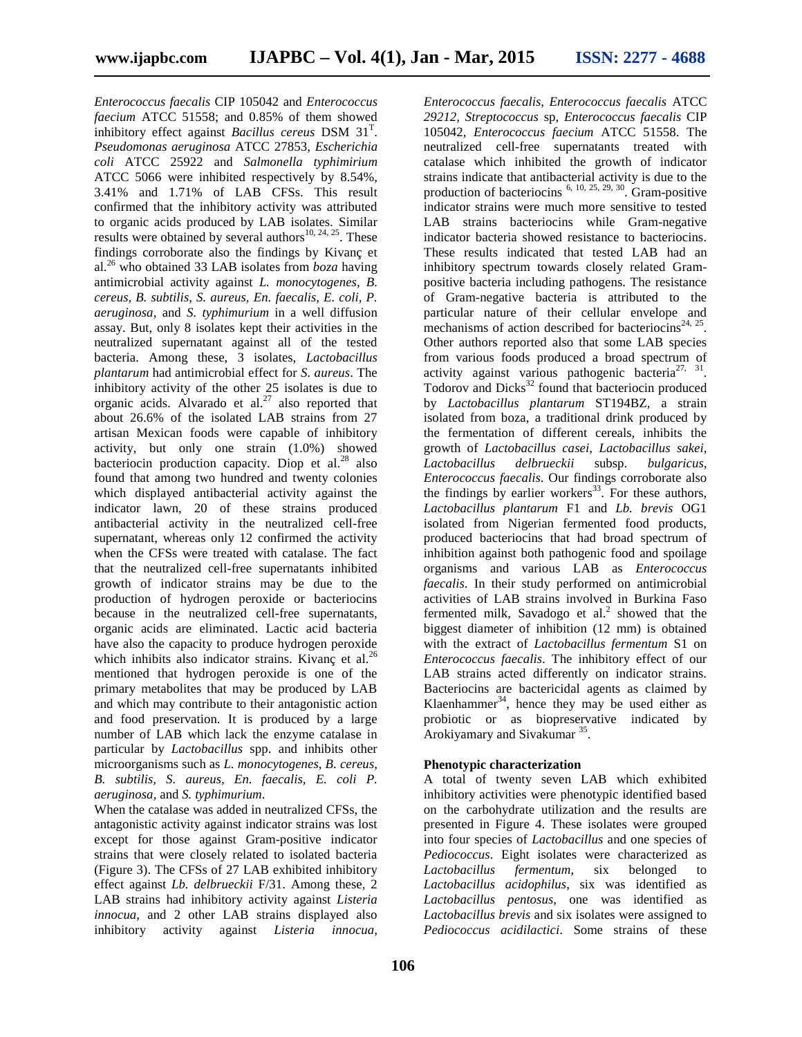*Enterococcus faecalis* CIP 105042 and *Enterococcus faecium* ATCC 51558; and 0.85% of them showed inhibitory effect against *Bacillus cereus* DSM 31[T]. *Pseudomonas aeruginosa* ATCC 27853, *Escherichia coli* ATCC 25922 and *Salmonella typhimirium* ATCC 5066 were inhibited respectively by 8.54%, 3.41% and 1.71% of LAB CFSs. This result confirmed that the inhibitory activity was attributed to organic acids produced by LAB isolates. Similar results were obtained by several authors[10, 24, 25]. These findings corroborate also the findings by Kivanç et al.[26] who obtained 33 LAB isolates from *boza* having antimicrobial activity against *L. monocytogenes, B. cereus, B. subtilis, S. aureus, En. faecalis, E. coli, P. aeruginosa*, and *S. typhimurium* in a well diffusion assay. But, only 8 isolates kept their activities in the neutralized supernatant against all of the tested bacteria. Among these, 3 isolates, *Lactobacillus plantarum* had antimicrobial effect for *S. aureus*. The inhibitory activity of the other 25 isolates is due to organic acids. Alvarado et al.[27] also reported that about 26.6% of the isolated LAB strains from 27 artisan Mexican foods were capable of inhibitory activity, but only one strain (1.0%) showed bacteriocin production capacity. Diop et al.[28] also found that among two hundred and twenty colonies which displayed antibacterial activity against the indicator lawn, 20 of these strains produced antibacterial activity in the neutralized cell-free supernatant, whereas only 12 confirmed the activity when the CFSs were treated with catalase. The fact that the neutralized cell-free supernatants inhibited growth of indicator strains may be due to the production of hydrogen peroxide or bacteriocins because in the neutralized cell-free supernatants, organic acids are eliminated. Lactic acid bacteria have also the capacity to produce hydrogen peroxide which inhibits also indicator strains. Kivanç et al.[26] mentioned that hydrogen peroxide is one of the primary metabolites that may be produced by LAB and which may contribute to their antagonistic action and food preservation. It is produced by a large number of LAB which lack the enzyme catalase in particular by *Lactobacillus* spp. and inhibits other microorganisms such as *L. monocytogenes, B. cereus, B. subtilis, S. aureus, En. faecalis, E. coli P. aeruginosa*, and *S. typhimurium*.

When the catalase was added in neutralized CFSs, the antagonistic activity against indicator strains was lost except for those against Gram-positive indicator strains that were closely related to isolated bacteria (Figure 3). The CFSs of 27 LAB exhibited inhibitory effect against *Lb. delbrueckii* F/31. Among these, 2 LAB strains had inhibitory activity against *Listeria innocua*, and 2 other LAB strains displayed also inhibitory activity against *Listeria innocua*, *Enterococcus faecalis, Enterococcus faecalis* ATCC *29212, Streptococcus* sp*, Enterococcus faecalis* CIP 105042, *Enterococcus faecium* ATCC 51558. The neutralized cell-free supernatants treated with catalase which inhibited the growth of indicator strains indicate that antibacterial activity is due to the production of bacteriocins [6, 10, 25, 29, 30]. Gram-positive indicator strains were much more sensitive to tested LAB strains bacteriocins while Gram-negative indicator bacteria showed resistance to bacteriocins. These results indicated that tested LAB had an inhibitory spectrum towards closely related Gram-positive bacteria including pathogens. The resistance of Gram-negative bacteria is attributed to the particular nature of their cellular envelope and mechanisms of action described for bacteriocins[24, 25]. Other authors reported also that some LAB species from various foods produced a broad spectrum of activity against various pathogenic bacteria[27, 31]. Todorov and Dicks[32] found that bacteriocin produced by *Lactobacillus plantarum* ST194BZ, a strain isolated from boza, a traditional drink produced by the fermentation of different cereals, inhibits the growth of *Lactobacillus casei, Lactobacillus sakei, Lactobacillus delbrueckii* subsp. *bulgaricus*, *Enterococcus faecalis*. Our findings corroborate also the findings by earlier workers[33]. For these authors, *Lactobacillus plantarum* F1 and *Lb. brevis* OG1 isolated from Nigerian fermented food products, produced bacteriocins that had broad spectrum of inhibition against both pathogenic food and spoilage organisms and various LAB as *Enterococcus faecalis*. In their study performed on antimicrobial activities of LAB strains involved in Burkina Faso fermented milk, Savadogo et al.[2] showed that the biggest diameter of inhibition (12 mm) is obtained with the extract of *Lactobacillus fermentum* S1 on *Enterococcus faecalis*. The inhibitory effect of our LAB strains acted differently on indicator strains. Bacteriocins are bactericidal agents as claimed by Klaenhammer[34], hence they may be used either as probiotic or as biopreservative indicated by Arokiyamary and Sivakumar [35].

**Phenotypic characterization**

A total of twenty seven LAB which exhibited inhibitory activities were phenotypic identified based on the carbohydrate utilization and the results are presented in Figure 4. These isolates were grouped into four species of *Lactobacillus* and one species of *Pediococcus*. Eight isolates were characterized as *Lactobacillus fermentum*, six belonged to *Lactobacillus acidophilus*, six was identified as *Lactobacillus pentosus*, one was identified as *Lactobacillus brevis* and six isolates were assigned to *Pediococcus acidilactici*. Some strains of these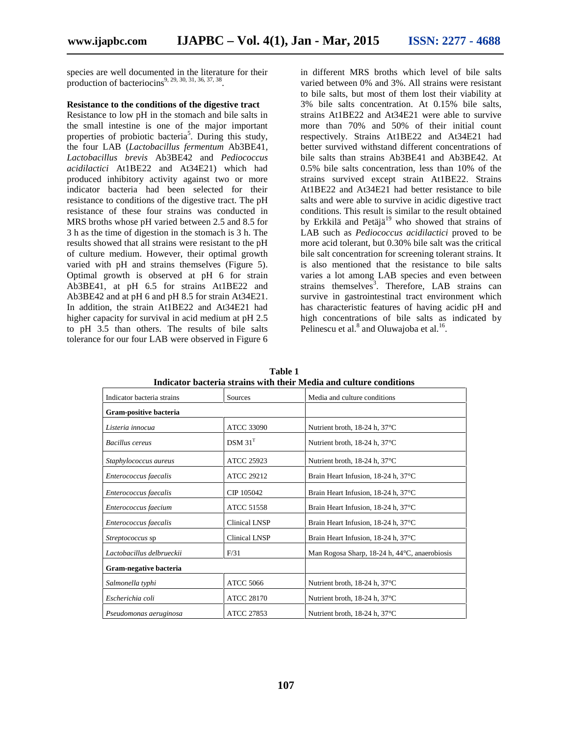species are well documented in the literature for their production of bacteriocins[9, 29, 30, 31, 36, 37, 38].

**Resistance to the conditions of the digestive tract**

Resistance to low pH in the stomach and bile salts in the small intestine is one of the major important properties of probiotic bacteria[5]. During this study, the four LAB (*Lactobacillus fermentum* Ab3BE41, *Lactobacillus brevis* Ab3BE42 and *Pediococcus acidilactici* At1BE22 and At34E21) which had produced inhibitory activity against two or more indicator bacteria had been selected for their resistance to conditions of the digestive tract. The pH resistance of these four strains was conducted in MRS broths whose pH varied between 2.5 and 8.5 for 3 h as the time of digestion in the stomach is 3 h. The results showed that all strains were resistant to the pH of culture medium. However, their optimal growth varied with pH and strains themselves (Figure 5). Optimal growth is observed at pH 6 for strain Ab3BE41, at pH 6.5 for strains At1BE22 and Ab3BE42 and at pH 6 and pH 8.5 for strain At34E21. In addition, the strain At1BE22 and At34E21 had higher capacity for survival in acid medium at pH 2.5 to pH 3.5 than others. The results of bile salts tolerance for our four LAB were observed in Figure 6 in different MRS broths which level of bile salts varied between 0% and 3%. All strains were resistant to bile salts, but most of them lost their viability at 3% bile salts concentration. At 0.15% bile salts, strains At1BE22 and At34E21 were able to survive more than 70% and 50% of their initial count respectively. Strains At1BE22 and At34E21 had better survived withstand different concentrations of bile salts than strains Ab3BE41 and Ab3BE42. At 0.5% bile salts concentration, less than 10% of the strains survived except strain At1BE22. Strains At1BE22 and At34E21 had better resistance to bile salts and were able to survive in acidic digestive tract conditions. This result is similar to the result obtained by Erkkilä and Petäjä[19] who showed that strains of LAB such as *Pediococcus acidilactici* proved to be more acid tolerant, but 0.30% bile salt was the critical bile salt concentration for screening tolerant strains. It is also mentioned that the resistance to bile salts varies a lot among LAB species and even between strains themselves[3]. Therefore, LAB strains can survive in gastrointestinal tract environment which has characteristic features of having acidic pH and high concentrations of bile salts as indicated by Pelinescu et al.[8] and Oluwajoba et al.[16].

**Table 1**
**Indicator bacteria strains with their Media and culture conditions**

| Indicator bacteria strains | Sources | Media and culture conditions |
|---|---|---|
| **Gram-positive bacteria** | | |
| *Listeria innocua* | ATCC 33090 | Nutrient broth, 18-24 h, 37°C |
| *Bacillus cereus* | DSM $31^T$ | Nutrient broth, 18-24 h, 37°C |
| *Staphylococcus aureus* | ATCC 25923 | Nutrient broth, 18-24 h, 37°C |
| *Enterococcus faecalis* | ATCC 29212 | Brain Heart Infusion, 18-24 h, 37°C |
| *Enterococcus faecalis* | CIP 105042 | Brain Heart Infusion, 18-24 h, 37°C |
| *Enterococcus faecium* | ATCC 51558 | Brain Heart Infusion, 18-24 h, 37°C |
| *Enterococcus faecalis* | Clinical LNSP | Brain Heart Infusion, 18-24 h, 37°C |
| *Streptococcus* sp | Clinical LNSP | Brain Heart Infusion, 18-24 h, 37°C |
| *Lactobacillus delbrueckii* | F/31 | Man Rogosa Sharp, 18-24 h, 44°C, anaerobiosis |
| **Gram-negative bacteria** | | |
| *Salmonella typhi* | ATCC 5066 | Nutrient broth, 18-24 h, 37°C |
| *Escherichia coli* | ATCC 28170 | Nutrient broth, 18-24 h, 37°C |
| *Pseudomonas aeruginosa* | ATCC 27853 | Nutrient broth, 18-24 h, 37°C |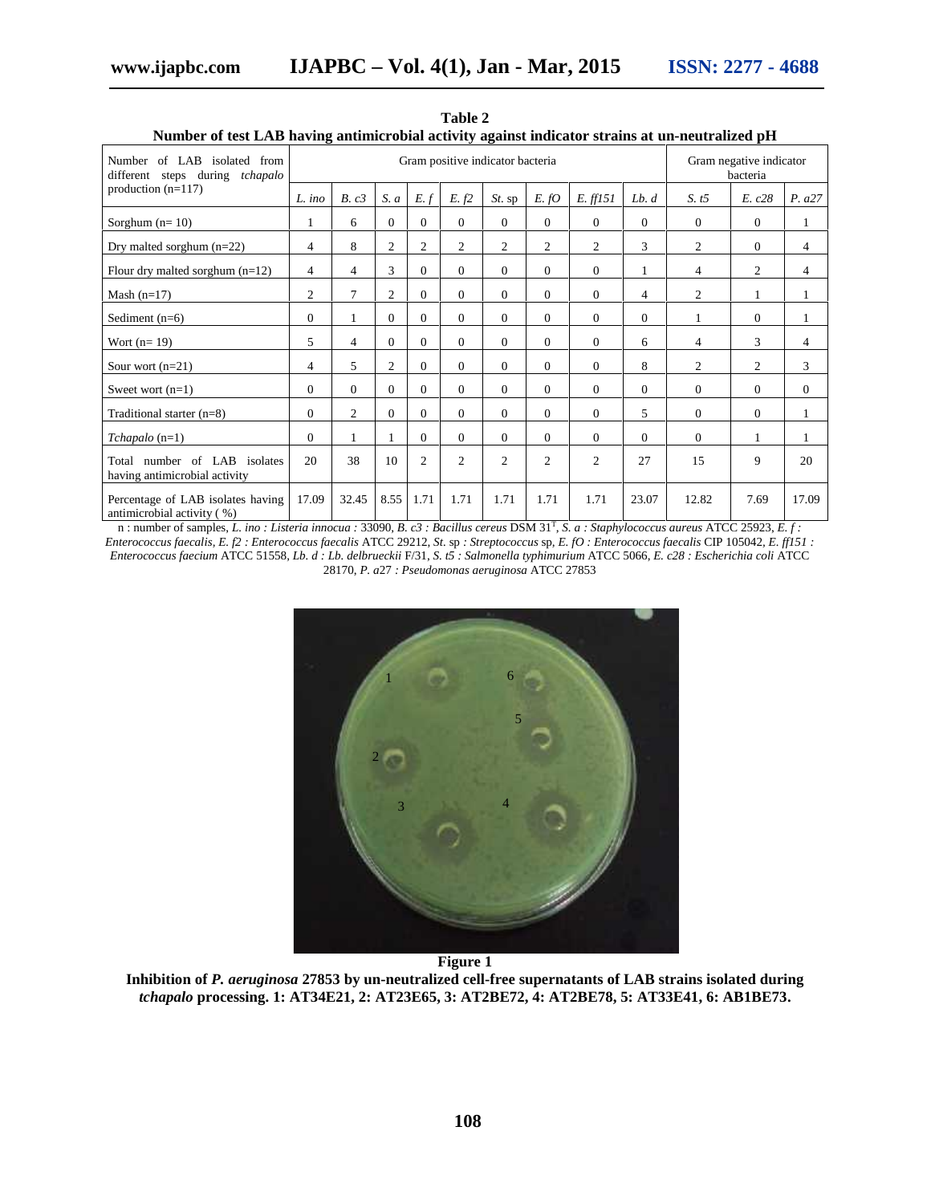**Table 2**
**Number of test LAB having antimicrobial activity against indicator strains at un-neutralized pH**

| Number of LAB isolated from different steps during *tchapalo* production (n=117) | Gram positive indicator bacteria | | | | | | | | | Gram negative indicator bacteria | | |
|---|---|---|---|---|---|---|---|---|---|---|---|---|
| | *L. ino* | *B. c3* | *S. a* | *E. f* | *E. f2* | *St.* sp | *E. fO* | *E. ff151* | *Lb. d* | *S. t5* | *E. c28* | *P. a27* |
| Sorghum (n= 10) | 1 | 6 | 0 | 0 | 0 | 0 | 0 | 0 | 0 | 0 | 0 | 1 |
| Dry malted sorghum (n=22) | 4 | 8 | 2 | 2 | 2 | 2 | 2 | 2 | 3 | 2 | 0 | 4 |
| Flour dry malted sorghum (n=12) | 4 | 4 | 3 | 0 | 0 | 0 | 0 | 0 | 1 | 4 | 2 | 4 |
| Mash (n=17) | 2 | 7 | 2 | 0 | 0 | 0 | 0 | 0 | 4 | 2 | 1 | 1 |
| Sediment (n=6) | 0 | 1 | 0 | 0 | 0 | 0 | 0 | 0 | 0 | 1 | 0 | 1 |
| Wort (n= 19) | 5 | 4 | 0 | 0 | 0 | 0 | 0 | 0 | 6 | 4 | 3 | 4 |
| Sour wort (n=21) | 4 | 5 | 2 | 0 | 0 | 0 | 0 | 0 | 8 | 2 | 2 | 3 |
| Sweet wort (n=1) | 0 | 0 | 0 | 0 | 0 | 0 | 0 | 0 | 0 | 0 | 0 | 0 |
| Traditional starter (n=8) | 0 | 2 | 0 | 0 | 0 | 0 | 0 | 0 | 5 | 0 | 0 | 1 |
| *Tchapalo* (n=1) | 0 | 1 | 1 | 0 | 0 | 0 | 0 | 0 | 0 | 0 | 1 | 1 |
| Total number of LAB isolates having antimicrobial activity | 20 | 38 | 10 | 2 | 2 | 2 | 2 | 2 | 27 | 15 | 9 | 20 |
| Percentage of LAB isolates having antimicrobial activity ( %) | 17.09 | 32.45 | 8.55 | 1.71 | 1.71 | 1.71 | 1.71 | 1.71 | 23.07 | 12.82 | 7.69 | 17.09 |

n : number of samples, *L. ino : Listeria innocua* : 33090, *B. c3 : Bacillus cereus* DSM 31[T], *S. a : Staphylococcus aureus* ATCC 25923, *E. f : Enterococcus faecalis*, *E. f2 : Enterococcus faecalis* ATCC 29212, *St.* sp *: Streptococcus* sp, *E. fO : Enterococcus faecalis* CIP 105042, *E. ff151 : Enterococcus faecium* ATCC 51558, *Lb. d : Lb. delbrueckii* F/31, *S. t5 : Salmonella typhimurium* ATCC 5066, *E. c28 : Escherichia coli* ATCC 28170, *P. a27 : Pseudomonas aeruginosa* ATCC 27853

**Figure 1**
**Inhibition of *P. aeruginosa* 27853 by un-neutralized cell-free supernatants of LAB strains isolated during *tchapalo* processing. 1: AT34E21, 2: AT23E65, 3: AT2BE72, 4: AT2BE78, 5: AT33E41, 6: AB1BE73.**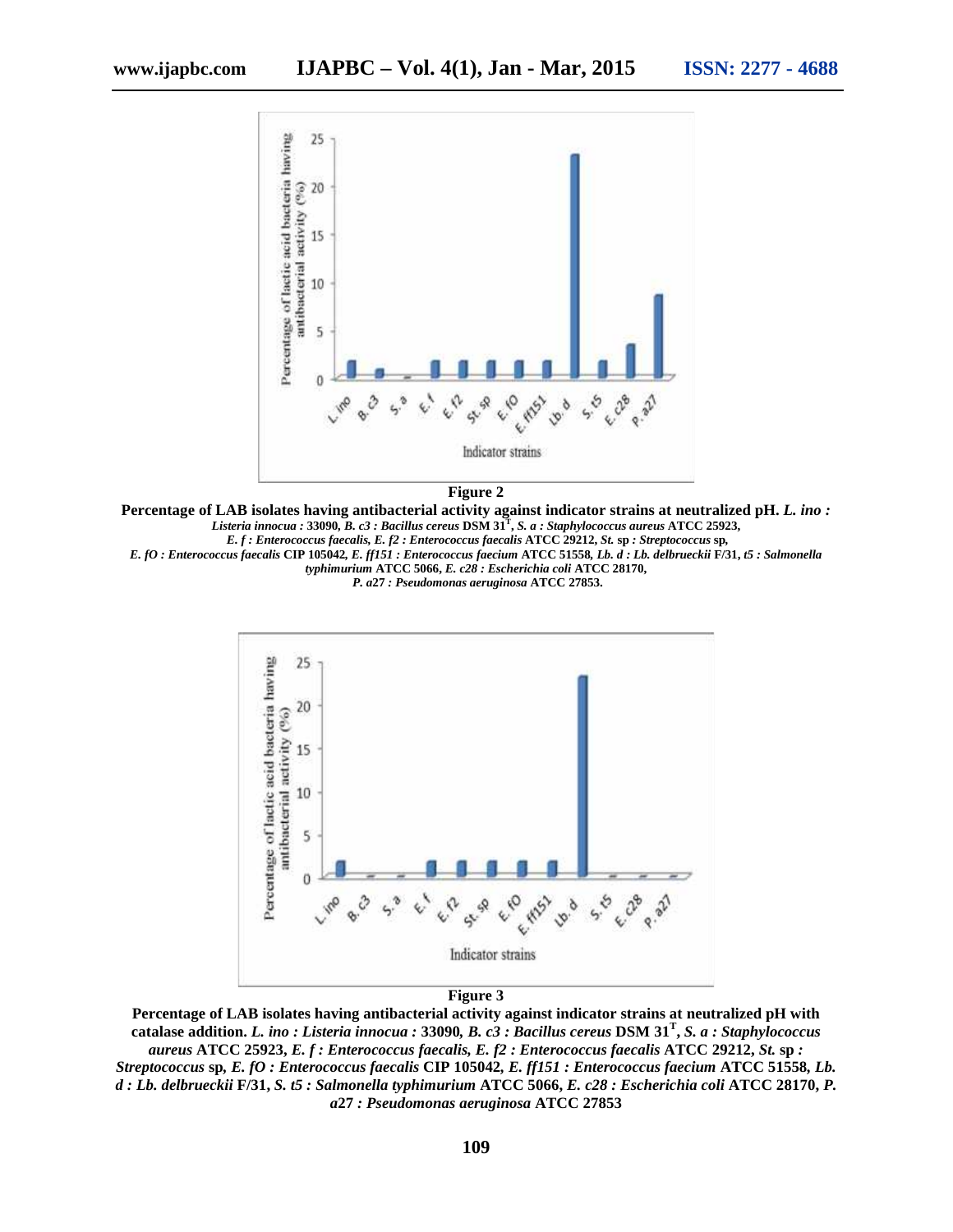**Figure 2**

**Percentage of LAB isolates having antibacterial activity against indicator strains at neutralized pH.** ***L. ino : Listeria innocua*** **: 33090,** ***B. c3 : Bacillus cereus*** **DSM 31**$^{T}$**,** ***S. a : Staphylococcus aureus*** **ATCC 25923,** ***E. f : Enterococcus faecalis, E. f2 : Enterococcus faecalis*** **ATCC 29212,** ***St.*** **sp** ***: Streptococcus*** **sp,** ***E. fO : Enterococcus faecalis*** **CIP 105042,** ***E. ff151 : Enterococcus faecium*** **ATCC 51558,** ***Lb. d : Lb. delbrueckii*** **F/31,** ***t5 : Salmonella typhimurium*** **ATCC 5066,** ***E. c28 : Escherichia coli*** **ATCC 28170,** ***P. a27 : Pseudomonas aeruginosa*** **ATCC 27853.**

**Figure 3**

**Percentage of LAB isolates having antibacterial activity against indicator strains at neutralized pH with catalase addition.** ***L. ino : Listeria innocua*** **: 33090,** ***B. c3 : Bacillus cereus*** **DSM 31**$^{T}$**,** ***S. a : Staphylococcus aureus*** **ATCC 25923,** ***E. f : Enterococcus faecalis, E. f2 : Enterococcus faecalis*** **ATCC 29212,** ***St.*** **sp** ***: Streptococcus*** **sp,** ***E. fO : Enterococcus faecalis*** **CIP 105042,** ***E. ff151 : Enterococcus faecium*** **ATCC 51558,** ***Lb. d : Lb. delbrueckii*** **F/31,** ***S. t5 : Salmonella typhimurium*** **ATCC 5066,** ***E. c28 : Escherichia coli*** **ATCC 28170,** ***P. a27 : Pseudomonas aeruginosa*** **ATCC 27853**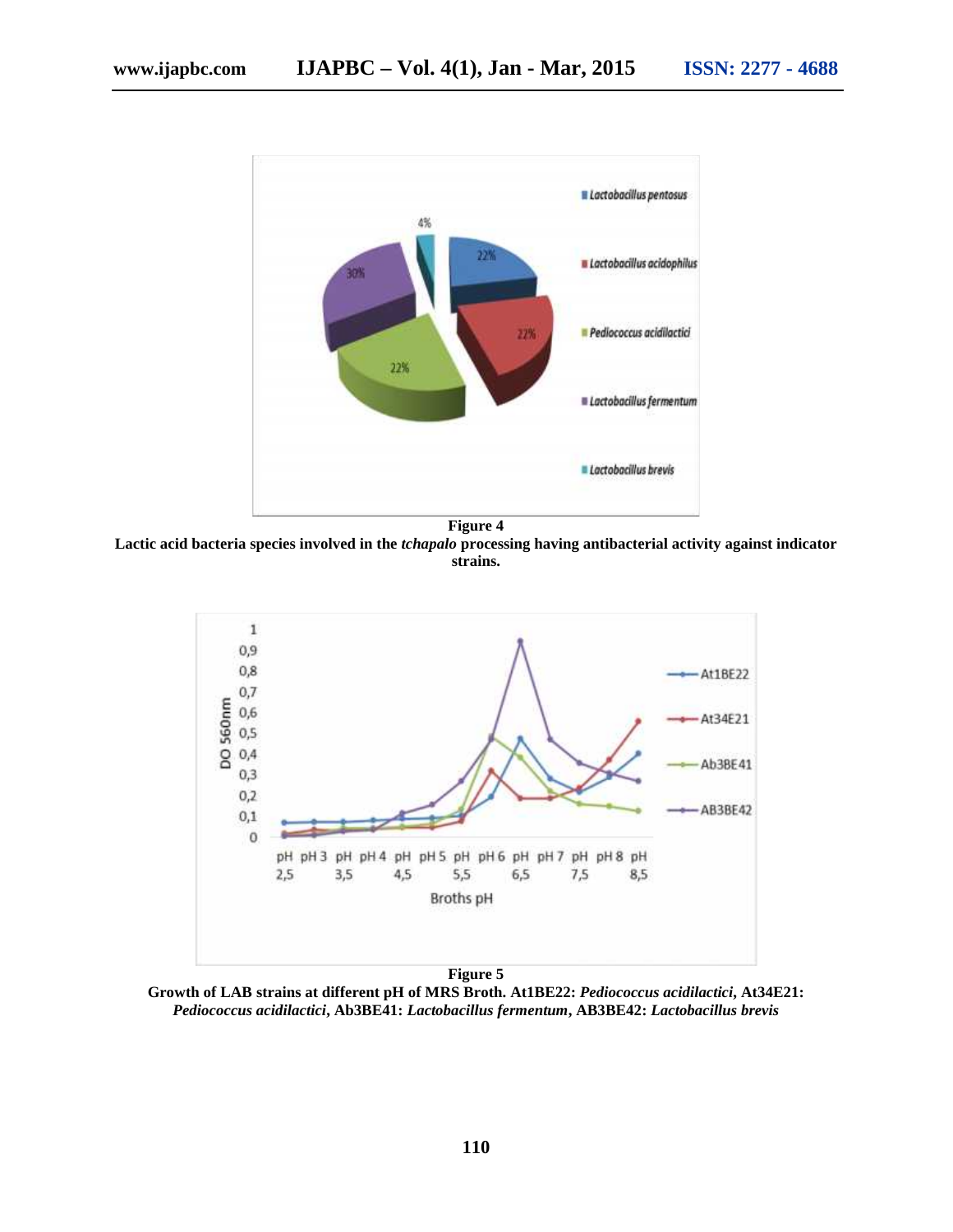**Figure 4**

**Lactic acid bacteria species involved in the *tchapalo* processing having antibacterial activity against indicator strains.**

**Figure 5**

**Growth of LAB strains at different pH of MRS Broth. At1BE22: *Pediococcus acidilactici*, At34E21: *Pediococcus acidilactici*, Ab3BE41: *Lactobacillus fermentum*, AB3BE42: *Lactobacillus brevis***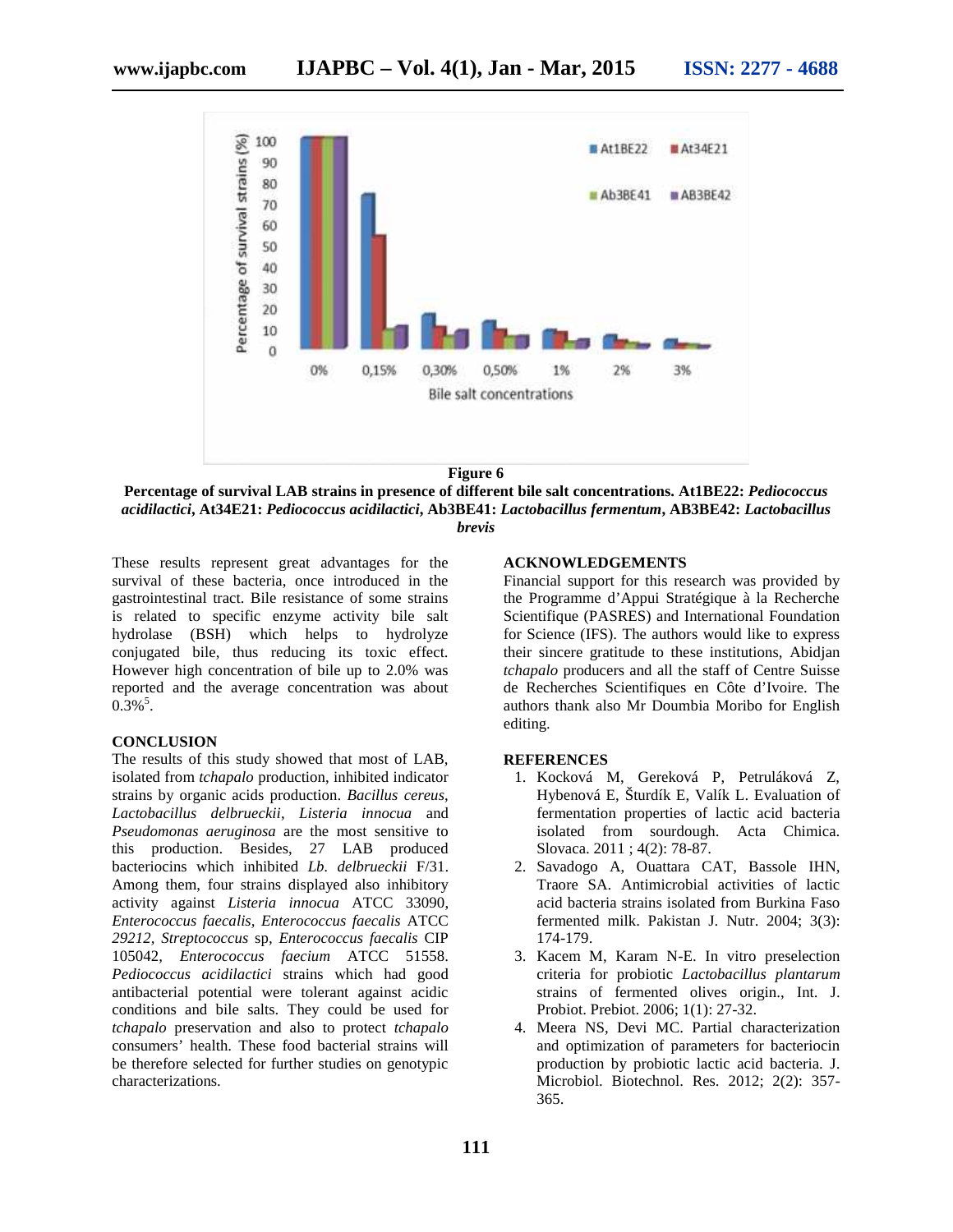**Figure 6**

**Percentage of survival LAB strains in presence of different bile salt concentrations. At1BE22: *Pediococcus acidilactici*, At34E21: *Pediococcus acidilactici*, Ab3BE41: *Lactobacillus fermentum*, AB3BE42: *Lactobacillus brevis***

These results represent great advantages for the survival of these bacteria, once introduced in the gastrointestinal tract. Bile resistance of some strains is related to specific enzyme activity bile salt hydrolase (BSH) which helps to hydrolyze conjugated bile, thus reducing its toxic effect. However high concentration of bile up to 2.0% was reported and the average concentration was about 0.3%[5].

## CONCLUSION

The results of this study showed that most of LAB, isolated from *tchapalo* production, inhibited indicator strains by organic acids production. *Bacillus cereus*, *Lactobacillus delbrueckii*, *Listeria innocua* and *Pseudomonas aeruginosa* are the most sensitive to this production. Besides, 27 LAB produced bacteriocins which inhibited *Lb. delbrueckii* F/31. Among them, four strains displayed also inhibitory activity against *Listeria innocua* ATCC 33090, *Enterococcus faecalis, Enterococcus faecalis* ATCC *29212, Streptococcus* sp, *Enterococcus faecalis* CIP 105042, *Enterococcus faecium* ATCC 51558. *Pediococcus acidilactici* strains which had good antibacterial potential were tolerant against acidic conditions and bile salts. They could be used for *tchapalo* preservation and also to protect *tchapalo* consumers' health. These food bacterial strains will be therefore selected for further studies on genotypic characterizations.

## ACKNOWLEDGEMENTS

Financial support for this research was provided by the Programme d'Appui Stratégique à la Recherche Scientifique (PASRES) and International Foundation for Science (IFS). The authors would like to express their sincere gratitude to these institutions, Abidjan *tchapalo* producers and all the staff of Centre Suisse de Recherches Scientifiques en Côte d'Ivoire. The authors thank also Mr Doumbia Moribo for English editing.

## REFERENCES

1. Kocková M, Gereková P, Petruláková Z, Hybenová E, Šturdík E, Valík L. Evaluation of fermentation properties of lactic acid bacteria isolated from sourdough. Acta Chimica. Slovaca. 2011 ; 4(2): 78-87.
2. Savadogo A, Ouattara CAT, Bassole IHN, Traore SA. Antimicrobial activities of lactic acid bacteria strains isolated from Burkina Faso fermented milk. Pakistan J. Nutr. 2004; 3(3): 174-179.
3. Kacem M, Karam N-E. In vitro preselection criteria for probiotic *Lactobacillus plantarum* strains of fermented olives origin., Int. J. Probiot. Prebiot. 2006; 1(1): 27-32.
4. Meera NS, Devi MC. Partial characterization and optimization of parameters for bacteriocin production by probiotic lactic acid bacteria. J. Microbiol. Biotechnol. Res. 2012; 2(2): 357-365.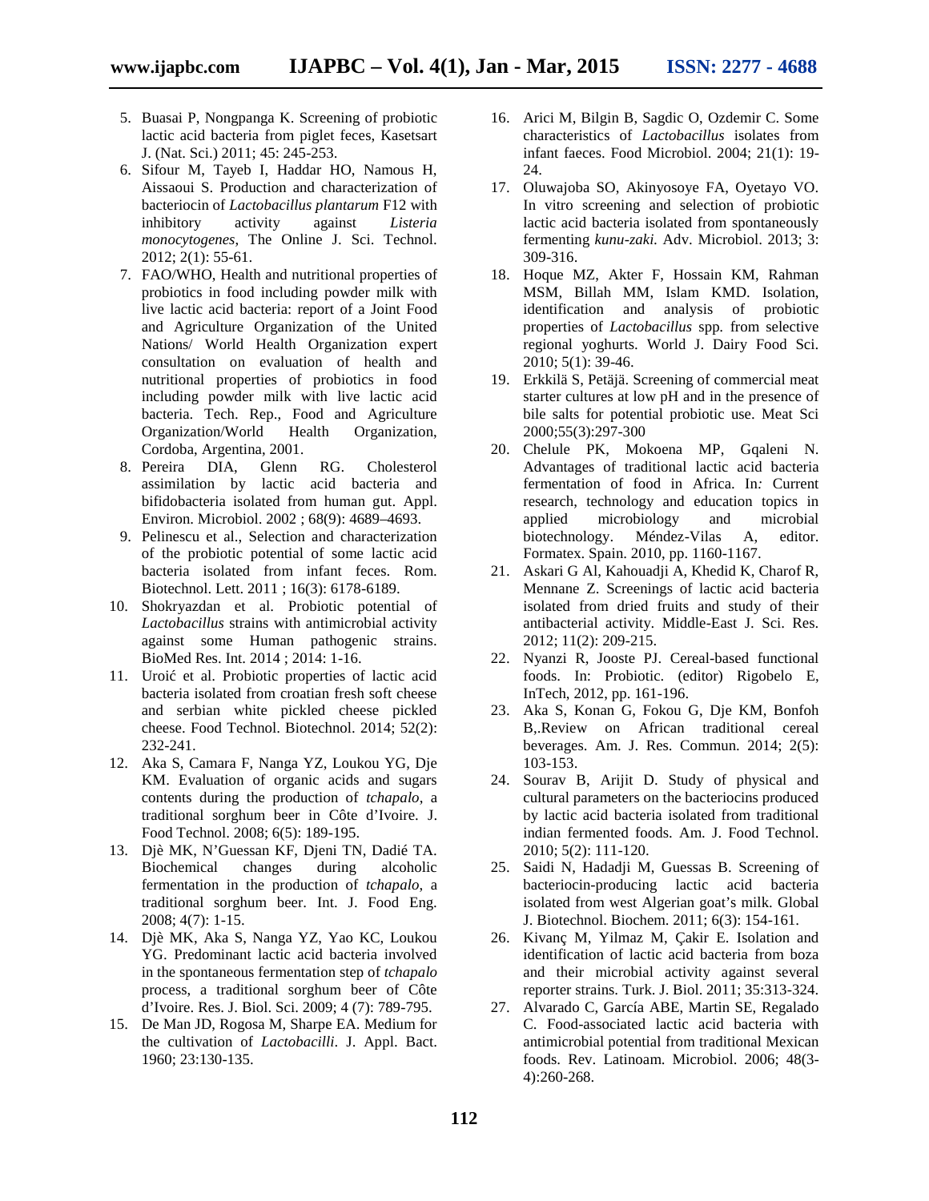5. Buasai P, Nongpanga K. Screening of probiotic lactic acid bacteria from piglet feces, Kasetsart J. (Nat. Sci.) 2011; 45: 245-253.
6. Sifour M, Tayeb I, Haddar HO, Namous H, Aissaoui S. Production and characterization of bacteriocin of *Lactobacillus plantarum* F12 with inhibitory activity against *Listeria monocytogenes*, The Online J. Sci. Technol. 2012; 2(1): 55-61.
7. FAO/WHO, Health and nutritional properties of probiotics in food including powder milk with live lactic acid bacteria: report of a Joint Food and Agriculture Organization of the United Nations/ World Health Organization expert consultation on evaluation of health and nutritional properties of probiotics in food including powder milk with live lactic acid bacteria. Tech. Rep., Food and Agriculture Organization/World Health Organization, Cordoba, Argentina, 2001.
8. Pereira DIA, Glenn RG. Cholesterol assimilation by lactic acid bacteria and bifidobacteria isolated from human gut. Appl. Environ. Microbiol. 2002 ; 68(9): 4689–4693.
9. Pelinescu et al., Selection and characterization of the probiotic potential of some lactic acid bacteria isolated from infant feces. Rom. Biotechnol. Lett. 2011 ; 16(3): 6178-6189.
10. Shokryazdan et al. Probiotic potential of *Lactobacillus* strains with antimicrobial activity against some Human pathogenic strains. BioMed Res. Int. 2014 ; 2014: 1-16.
11. Uroić et al. Probiotic properties of lactic acid bacteria isolated from croatian fresh soft cheese and serbian white pickled cheese pickled cheese. Food Technol. Biotechnol. 2014; 52(2): 232-241.
12. Aka S, Camara F, Nanga YZ, Loukou YG, Dje KM. Evaluation of organic acids and sugars contents during the production of *tchapalo*, a traditional sorghum beer in Côte d'Ivoire. J. Food Technol. 2008; 6(5): 189-195.
13. Djè MK, N'Guessan KF, Djeni TN, Dadié TA. Biochemical changes during alcoholic fermentation in the production of *tchapalo*, a traditional sorghum beer. Int. J. Food Eng. 2008; 4(7): 1-15.
14. Djè MK, Aka S, Nanga YZ, Yao KC, Loukou YG. Predominant lactic acid bacteria involved in the spontaneous fermentation step of *tchapalo* process, a traditional sorghum beer of Côte d'Ivoire. Res. J. Biol. Sci. 2009; 4 (7): 789-795.
15. De Man JD, Rogosa M, Sharpe EA. Medium for the cultivation of *Lactobacilli*. J. Appl. Bact. 1960; 23:130-135.
16. Arici M, Bilgin B, Sagdic O, Ozdemir C. Some characteristics of *Lactobacillus* isolates from infant faeces. Food Microbiol. 2004; 21(1): 19-24.
17. Oluwajoba SO, Akinyosoye FA, Oyetayo VO. In vitro screening and selection of probiotic lactic acid bacteria isolated from spontaneously fermenting *kunu-zaki.* Adv. Microbiol. 2013; 3: 309-316.
18. Hoque MZ, Akter F, Hossain KM, Rahman MSM, Billah MM, Islam KMD. Isolation, identification and analysis of probiotic properties of *Lactobacillus* spp*.* from selective regional yoghurts. World J. Dairy Food Sci. 2010; 5(1): 39-46.
19. Erkkilä S, Petäjä. Screening of commercial meat starter cultures at low pH and in the presence of bile salts for potential probiotic use. Meat Sci 2000;55(3):297-300
20. Chelule PK, Mokoena MP, Gqaleni N. Advantages of traditional lactic acid bacteria fermentation of food in Africa. In*:* Current research, technology and education topics in applied microbiology and microbial biotechnology. Méndez-Vilas A, editor. Formatex. Spain. 2010, pp. 1160-1167.
21. Askari G Al, Kahouadji A, Khedid K, Charof R, Mennane Z. Screenings of lactic acid bacteria isolated from dried fruits and study of their antibacterial activity. Middle-East J. Sci. Res. 2012; 11(2): 209-215.
22. Nyanzi R, Jooste PJ. Cereal-based functional foods. In: Probiotic. (editor) Rigobelo E, InTech, 2012, pp. 161-196.
23. Aka S, Konan G, Fokou G, Dje KM, Bonfoh B,.Review on African traditional cereal beverages. Am. J. Res. Commun. 2014; 2(5): 103-153.
24. Sourav B, Arijit D. Study of physical and cultural parameters on the bacteriocins produced by lactic acid bacteria isolated from traditional indian fermented foods. Am. J. Food Technol. 2010; 5(2): 111-120.
25. Saidi N, Hadadji M, Guessas B. Screening of bacteriocin-producing lactic acid bacteria isolated from west Algerian goat's milk. Global J. Biotechnol. Biochem. 2011; 6(3): 154-161.
26. Kivanç M, Yilmaz M, Çakir E. Isolation and identification of lactic acid bacteria from boza and their microbial activity against several reporter strains. Turk. J. Biol. 2011; 35:313-324.
27. Alvarado C, García ABE, Martin SE, Regalado C. Food-associated lactic acid bacteria with antimicrobial potential from traditional Mexican foods. Rev. Latinoam. Microbiol. 2006; 48(3-4):260-268.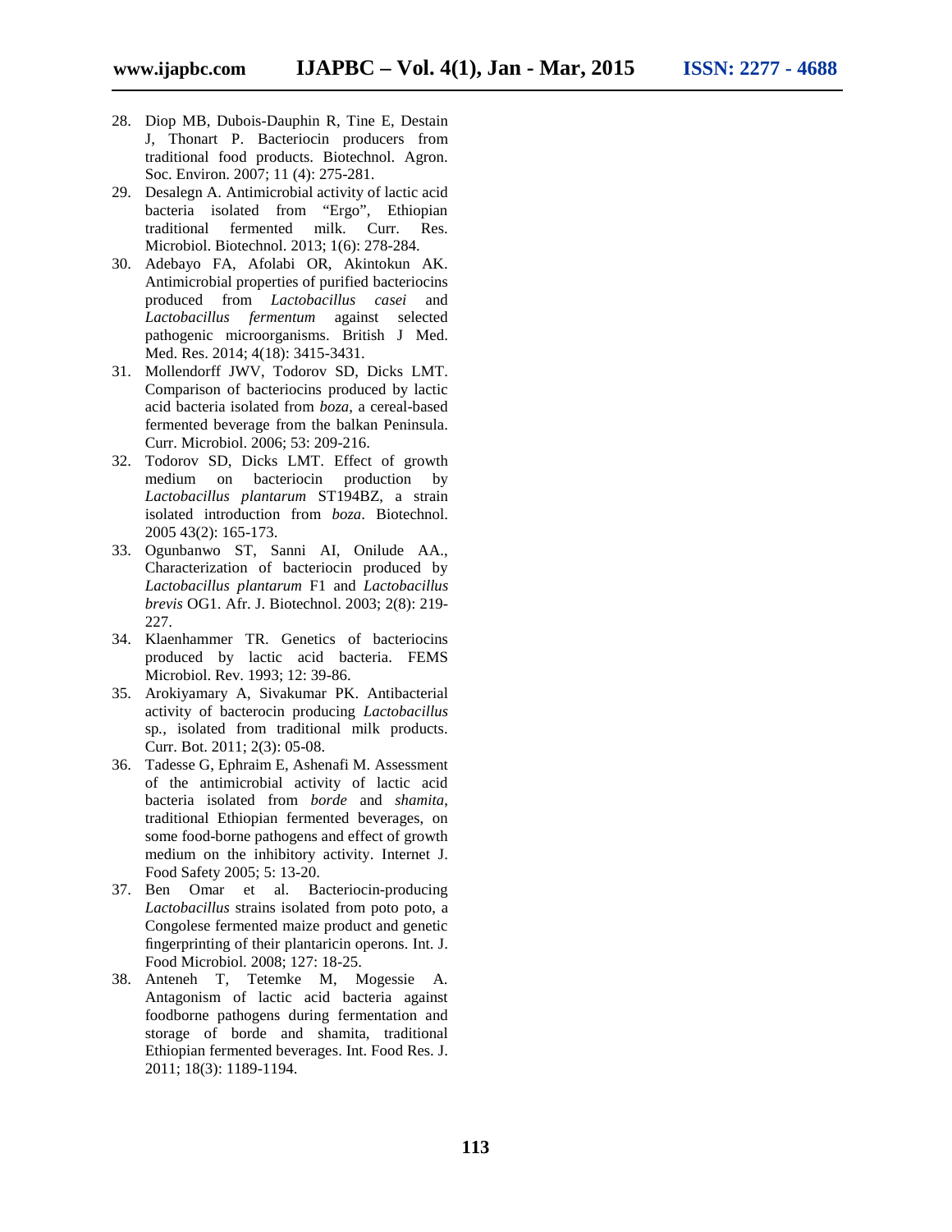28. Diop MB, Dubois-Dauphin R, Tine E, Destain J, Thonart P. Bacteriocin producers from traditional food products. Biotechnol. Agron. Soc. Environ. 2007; 11 (4): 275-281.
29. Desalegn A. Antimicrobial activity of lactic acid bacteria isolated from "Ergo", Ethiopian traditional fermented milk. Curr. Res. Microbiol. Biotechnol. 2013; 1(6): 278-284.
30. Adebayo FA, Afolabi OR, Akintokun AK. Antimicrobial properties of purified bacteriocins produced from *Lactobacillus casei* and *Lactobacillus fermentum* against selected pathogenic microorganisms. British J Med. Med. Res. 2014; 4(18): 3415-3431.
31. Mollendorff JWV, Todorov SD, Dicks LMT. Comparison of bacteriocins produced by lactic acid bacteria isolated from *boza*, a cereal-based fermented beverage from the balkan Peninsula. Curr. Microbiol. 2006; 53: 209-216.
32. Todorov SD, Dicks LMT. Effect of growth medium on bacteriocin production by *Lactobacillus plantarum* ST194BZ, a strain isolated introduction from *boza*. Biotechnol. 2005 43(2): 165-173.
33. Ogunbanwo ST, Sanni AI, Onilude AA., Characterization of bacteriocin produced by *Lactobacillus plantarum* F1 and *Lactobacillus brevis* OG1. Afr. J. Biotechnol. 2003; 2(8): 219-227.
34. Klaenhammer TR. Genetics of bacteriocins produced by lactic acid bacteria. FEMS Microbiol. Rev. 1993; 12: 39-86.
35. Arokiyamary A, Sivakumar PK. Antibacterial activity of bacterocin producing *Lactobacillus* sp., isolated from traditional milk products. Curr. Bot. 2011; 2(3): 05-08.
36. Tadesse G, Ephraim E, Ashenafi M. Assessment of the antimicrobial activity of lactic acid bacteria isolated from *borde* and *shamita*, traditional Ethiopian fermented beverages, on some food-borne pathogens and effect of growth medium on the inhibitory activity. Internet J. Food Safety 2005; 5: 13-20.
37. Ben Omar et al. Bacteriocin-producing *Lactobacillus* strains isolated from poto poto, a Congolese fermented maize product and genetic fingerprinting of their plantaricin operons. Int. J. Food Microbiol. 2008; 127: 18-25.
38. Anteneh T, Tetemke M, Mogessie A. Antagonism of lactic acid bacteria against foodborne pathogens during fermentation and storage of borde and shamita, traditional Ethiopian fermented beverages. Int. Food Res. J. 2011; 18(3): 1189-1194.